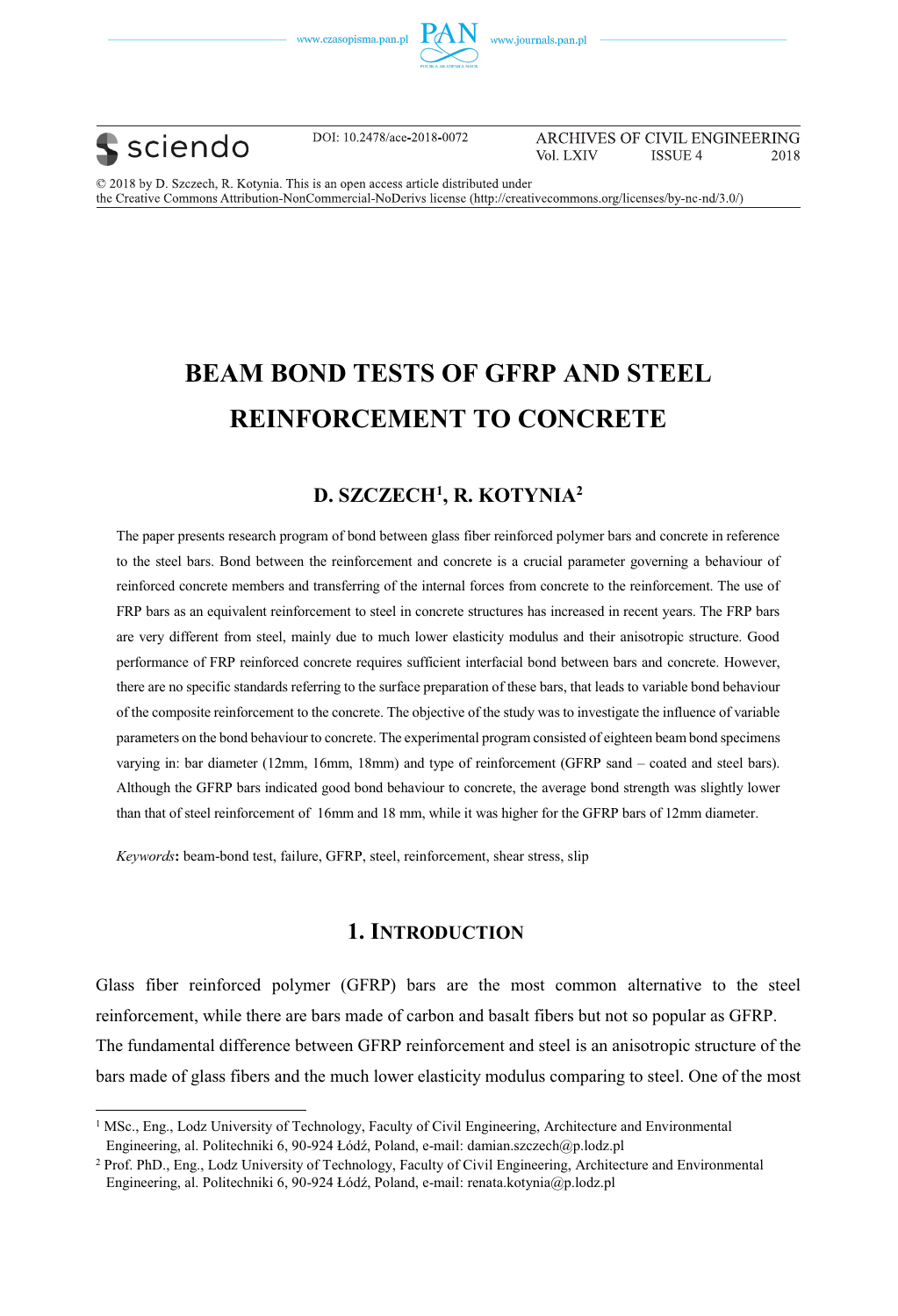DOI: 10.2478/ace-2018-0072

© 2018 by D. Szczech, R. Kotynia. This is an open access article distributed under the Creative Commons Attribution-NonCommercial-NoDerivs license (http://creativecommons.org/licenses/by-nc-nd/3.0/)

# BEAM BOND TESTS OF GFRP AND STEEL REINFORCEMENT TO CONCRETE

## D. SZCZECH[1], R. KOTYNIA[2]

The paper presents research program of bond between glass fiber reinforced polymer bars and concrete in reference to the steel bars. Bond between the reinforcement and concrete is a crucial parameter governing a behaviour of reinforced concrete members and transferring of the internal forces from concrete to the reinforcement. The use of FRP bars as an equivalent reinforcement to steel in concrete structures has increased in recent years. The FRP bars are very different from steel, mainly due to much lower elasticity modulus and their anisotropic structure. Good performance of FRP reinforced concrete requires sufficient interfacial bond between bars and concrete. However, there are no specific standards referring to the surface preparation of these bars, that leads to variable bond behaviour of the composite reinforcement to the concrete. The objective of the study was to investigate the influence of variable parameters on the bond behaviour to concrete. The experimental program consisted of eighteen beam bond specimens varying in: bar diameter (12mm, 16mm, 18mm) and type of reinforcement (GFRP sand – coated and steel bars). Although the GFRP bars indicated good bond behaviour to concrete, the average bond strength was slightly lower than that of steel reinforcement of 16mm and 18 mm, while it was higher for the GFRP bars of 12mm diameter.

*Keywords*: beam-bond test, failure, GFRP, steel, reinforcement, shear stress, slip

## 1. Introduction

Glass fiber reinforced polymer (GFRP) bars are the most common alternative to the steel reinforcement, while there are bars made of carbon and basalt fibers but not so popular as GFRP. The fundamental difference between GFRP reinforcement and steel is an anisotropic structure of the bars made of glass fibers and the much lower elasticity modulus comparing to steel. One of the most

---

[1] MSc., Eng., Lodz University of Technology, Faculty of Civil Engineering, Architecture and Environmental Engineering, al. Politechniki 6, 90-924 Łódź, Poland, e-mail: damian.szczech@p.lodz.pl

[2] Prof. PhD., Eng., Lodz University of Technology, Faculty of Civil Engineering, Architecture and Environmental Engineering, al. Politechniki 6, 90-924 Łódź, Poland, e-mail: renata.kotynia@p.lodz.pl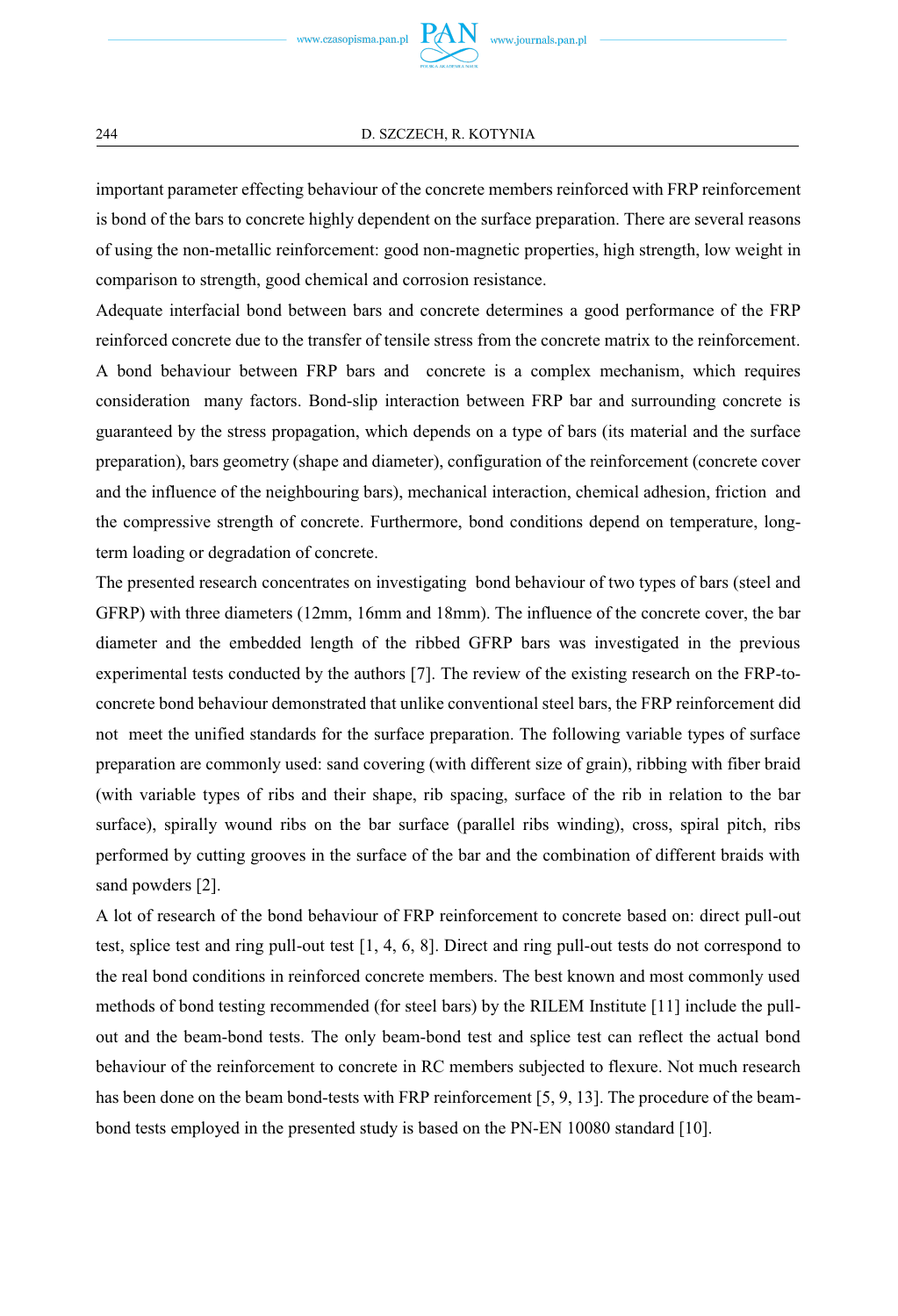important parameter effecting behaviour of the concrete members reinforced with FRP reinforcement is bond of the bars to concrete highly dependent on the surface preparation. There are several reasons of using the non-metallic reinforcement: good non-magnetic properties, high strength, low weight in comparison to strength, good chemical and corrosion resistance.

Adequate interfacial bond between bars and concrete determines a good performance of the FRP reinforced concrete due to the transfer of tensile stress from the concrete matrix to the reinforcement. A bond behaviour between FRP bars and concrete is a complex mechanism, which requires consideration many factors. Bond-slip interaction between FRP bar and surrounding concrete is guaranteed by the stress propagation, which depends on a type of bars (its material and the surface preparation), bars geometry (shape and diameter), configuration of the reinforcement (concrete cover and the influence of the neighbouring bars), mechanical interaction, chemical adhesion, friction and the compressive strength of concrete. Furthermore, bond conditions depend on temperature, long-term loading or degradation of concrete.

The presented research concentrates on investigating bond behaviour of two types of bars (steel and GFRP) with three diameters (12mm, 16mm and 18mm). The influence of the concrete cover, the bar diameter and the embedded length of the ribbed GFRP bars was investigated in the previous experimental tests conducted by the authors [7]. The review of the existing research on the FRP-to-concrete bond behaviour demonstrated that unlike conventional steel bars, the FRP reinforcement did not meet the unified standards for the surface preparation. The following variable types of surface preparation are commonly used: sand covering (with different size of grain), ribbing with fiber braid (with variable types of ribs and their shape, rib spacing, surface of the rib in relation to the bar surface), spirally wound ribs on the bar surface (parallel ribs winding), cross, spiral pitch, ribs performed by cutting grooves in the surface of the bar and the combination of different braids with sand powders [2].

A lot of research of the bond behaviour of FRP reinforcement to concrete based on: direct pull-out test, splice test and ring pull-out test [1, 4, 6, 8]. Direct and ring pull-out tests do not correspond to the real bond conditions in reinforced concrete members. The best known and most commonly used methods of bond testing recommended (for steel bars) by the RILEM Institute [11] include the pull-out and the beam-bond tests. The only beam-bond test and splice test can reflect the actual bond behaviour of the reinforcement to concrete in RC members subjected to flexure. Not much research has been done on the beam bond-tests with FRP reinforcement [5, 9, 13]. The procedure of the beam-bond tests employed in the presented study is based on the PN-EN 10080 standard [10].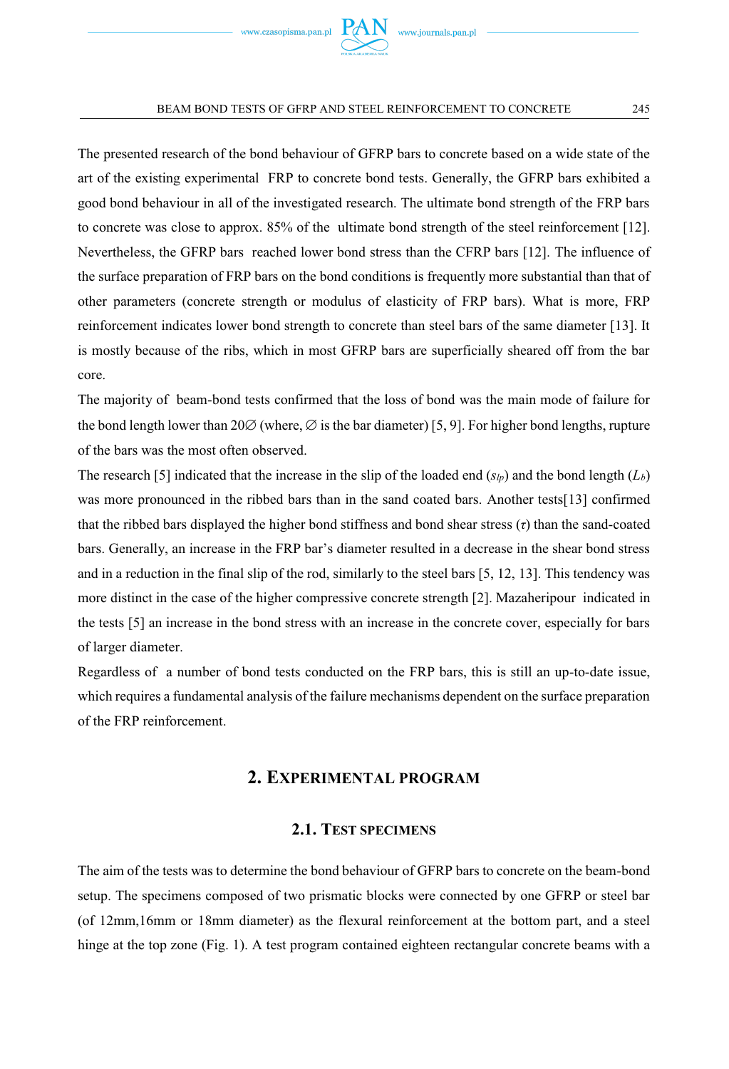The presented research of the bond behaviour of GFRP bars to concrete based on a wide state of the art of the existing experimental FRP to concrete bond tests. Generally, the GFRP bars exhibited a good bond behaviour in all of the investigated research. The ultimate bond strength of the FRP bars to concrete was close to approx. 85% of the ultimate bond strength of the steel reinforcement [12]. Nevertheless, the GFRP bars reached lower bond stress than the CFRP bars [12]. The influence of the surface preparation of FRP bars on the bond conditions is frequently more substantial than that of other parameters (concrete strength or modulus of elasticity of FRP bars). What is more, FRP reinforcement indicates lower bond strength to concrete than steel bars of the same diameter [13]. It is mostly because of the ribs, which in most GFRP bars are superficially sheared off from the bar core.

The majority of beam-bond tests confirmed that the loss of bond was the main mode of failure for the bond length lower than 20∅ (where, ∅ is the bar diameter) [5, 9]. For higher bond lengths, rupture of the bars was the most often observed.

The research [5] indicated that the increase in the slip of the loaded end ($s_{lp}$) and the bond length ($L_b$) was more pronounced in the ribbed bars than in the sand coated bars. Another tests[13] confirmed that the ribbed bars displayed the higher bond stiffness and bond shear stress ($\tau$) than the sand-coated bars. Generally, an increase in the FRP bar's diameter resulted in a decrease in the shear bond stress and in a reduction in the final slip of the rod, similarly to the steel bars [5, 12, 13]. This tendency was more distinct in the case of the higher compressive concrete strength [2]. Mazaheripour indicated in the tests [5] an increase in the bond stress with an increase in the concrete cover, especially for bars of larger diameter.

Regardless of a number of bond tests conducted on the FRP bars, this is still an up-to-date issue, which requires a fundamental analysis of the failure mechanisms dependent on the surface preparation of the FRP reinforcement.

## 2. Experimental program

### 2.1. Test specimens

The aim of the tests was to determine the bond behaviour of GFRP bars to concrete on the beam-bond setup. The specimens composed of two prismatic blocks were connected by one GFRP or steel bar (of 12mm,16mm or 18mm diameter) as the flexural reinforcement at the bottom part, and a steel hinge at the top zone (Fig. 1). A test program contained eighteen rectangular concrete beams with a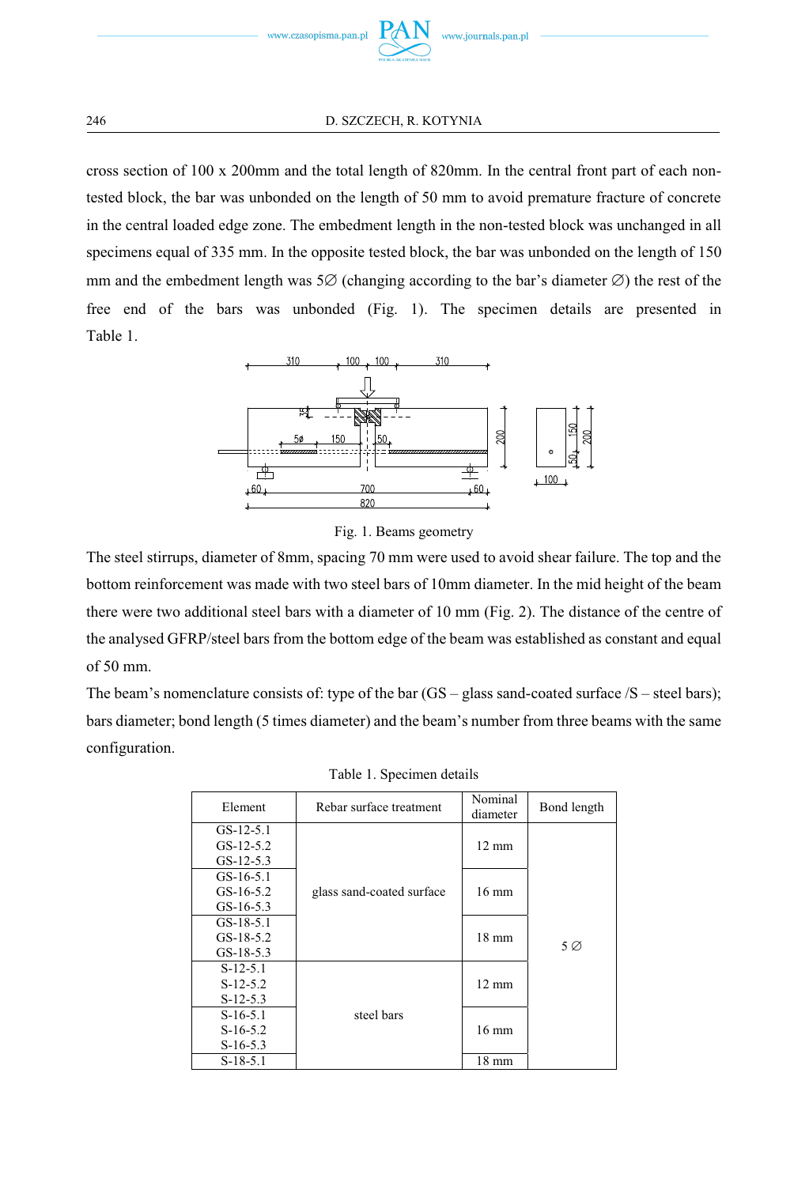cross section of 100 x 200mm and the total length of 820mm. In the central front part of each non-tested block, the bar was unbonded on the length of 50 mm to avoid premature fracture of concrete in the central loaded edge zone. The embedment length in the non-tested block was unchanged in all specimens equal of 335 mm. In the opposite tested block, the bar was unbonded on the length of 150 mm and the embedment length was 5∅ (changing according to the bar's diameter ∅) the rest of the free end of the bars was unbonded (Fig. 1). The specimen details are presented in Table 1.

Fig. 1. Beams geometry

The steel stirrups, diameter of 8mm, spacing 70 mm were used to avoid shear failure. The top and the bottom reinforcement was made with two steel bars of 10mm diameter. In the mid height of the beam there were two additional steel bars with a diameter of 10 mm (Fig. 2). The distance of the centre of the analysed GFRP/steel bars from the bottom edge of the beam was established as constant and equal of 50 mm.

The beam's nomenclature consists of: type of the bar (GS – glass sand-coated surface /S – steel bars); bars diameter; bond length (5 times diameter) and the beam's number from three beams with the same configuration.

Table 1. Specimen details

| Element | Rebar surface treatment | Nominal diameter | Bond length |
|---|---|---|---|
| GS-12-5.1<br>GS-12-5.2<br>GS-12-5.3 | glass sand-coated surface | 12 mm | 5 ∅ |
| GS-16-5.1<br>GS-16-5.2<br>GS-16-5.3 | | 16 mm | |
| GS-18-5.1<br>GS-18-5.2<br>GS-18-5.3 | | 18 mm | |
| S-12-5.1<br>S-12-5.2<br>S-12-5.3 | steel bars | 12 mm | |
| S-16-5.1<br>S-16-5.2<br>S-16-5.3 | | 16 mm | |
| S-18-5.1 | | 18 mm | |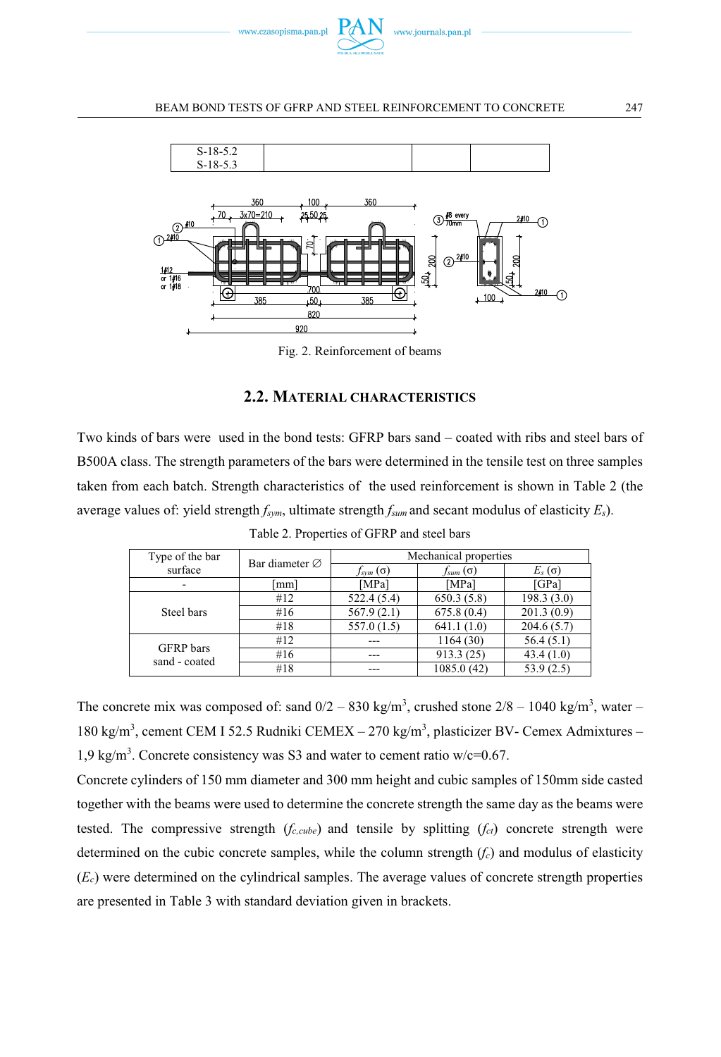| S-18-5.2<br>S-18-5.3 | | | |
|---|---|---|---|

Fig. 2. Reinforcement of beams

## 2.2. MATERIAL CHARACTERISTICS

Two kinds of bars were used in the bond tests: GFRP bars sand – coated with ribs and steel bars of B500A class. The strength parameters of the bars were determined in the tensile test on three samples taken from each batch. Strength characteristics of the used reinforcement is shown in Table 2 (the average values of: yield strength $f_{sym}$, ultimate strength $f_{sum}$ and secant modulus of elasticity $E_s$).

Table 2. Properties of GFRP and steel bars

| Type of the bar surface | Bar diameter ∅ | Mechanical properties | | |
|---|---|---|---|---|
| | | $f_{sym}$ (σ) | $f_{sum}$ (σ) | $E_s$ (σ) |
| - | [mm] | [MPa] | [MPa] | [GPa] |
| Steel bars | #12 | 522.4 (5.4) | 650.3 (5.8) | 198.3 (3.0) |
| | #16 | 567.9 (2.1) | 675.8 (0.4) | 201.3 (0.9) |
| | #18 | 557.0 (1.5) | 641.1 (1.0) | 204.6 (5.7) |
| GFRP bars sand - coated | #12 | --- | 1164 (30) | 56.4 (5.1) |
| | #16 | --- | 913.3 (25) | 43.4 (1.0) |
| | #18 | --- | 1085.0 (42) | 53.9 (2.5) |

The concrete mix was composed of: sand 0/2 – 830 kg/m$^3$, crushed stone 2/8 – 1040 kg/m$^3$, water – 180 kg/m$^3$, cement CEM I 52.5 Rudniki CEMEX – 270 kg/m$^3$, plasticizer BV- Cemex Admixtures – 1,9 kg/m$^3$. Concrete consistency was S3 and water to cement ratio w/c=0.67.

Concrete cylinders of 150 mm diameter and 300 mm height and cubic samples of 150mm side casted together with the beams were used to determine the concrete strength the same day as the beams were tested. The compressive strength ($f_{c,cube}$) and tensile by splitting ($f_{ct}$) concrete strength were determined on the cubic concrete samples, while the column strength ($f_c$) and modulus of elasticity ($E_c$) were determined on the cylindrical samples. The average values of concrete strength properties are presented in Table 3 with standard deviation given in brackets.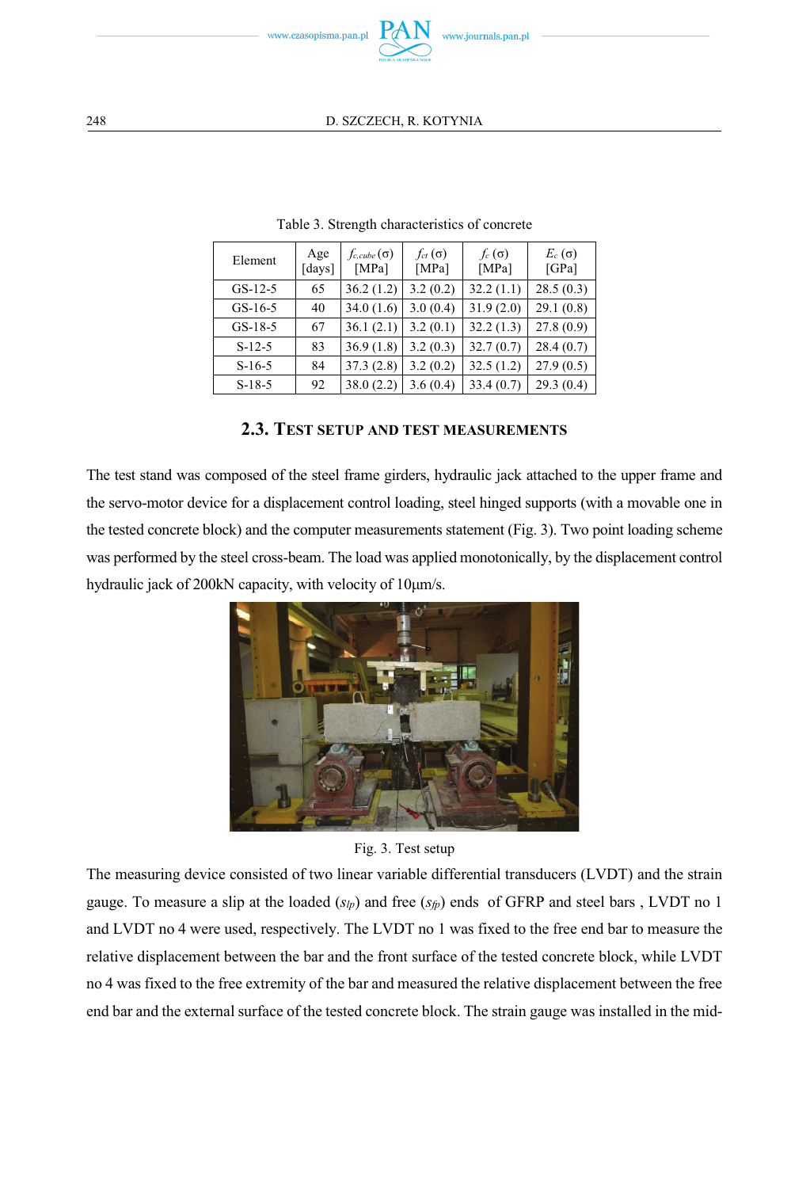Table 3. Strength characteristics of concrete

| Element | Age [days] | $f_{c,cube}$ (σ) [MPa] | $f_{ct}$ (σ) [MPa] | $f_c$ (σ) [MPa] | $E_c$ (σ) [GPa] |
|---|---|---|---|---|---|
| GS-12-5 | 65 | 36.2 (1.2) | 3.2 (0.2) | 32.2 (1.1) | 28.5 (0.3) |
| GS-16-5 | 40 | 34.0 (1.6) | 3.0 (0.4) | 31.9 (2.0) | 29.1 (0.8) |
| GS-18-5 | 67 | 36.1 (2.1) | 3.2 (0.1) | 32.2 (1.3) | 27.8 (0.9) |
| S-12-5 | 83 | 36.9 (1.8) | 3.2 (0.3) | 32.7 (0.7) | 28.4 (0.7) |
| S-16-5 | 84 | 37.3 (2.8) | 3.2 (0.2) | 32.5 (1.2) | 27.9 (0.5) |
| S-18-5 | 92 | 38.0 (2.2) | 3.6 (0.4) | 33.4 (0.7) | 29.3 (0.4) |

### 2.3. Test setup and test measurements

The test stand was composed of the steel frame girders, hydraulic jack attached to the upper frame and the servo-motor device for a displacement control loading, steel hinged supports (with a movable one in the tested concrete block) and the computer measurements statement (Fig. 3). Two point loading scheme was performed by the steel cross-beam. The load was applied monotonically, by the displacement control hydraulic jack of 200kN capacity, with velocity of 10μm/s.

Fig. 3. Test setup

The measuring device consisted of two linear variable differential transducers (LVDT) and the strain gauge. To measure a slip at the loaded ($s_{lp}$) and free ($s_{fp}$) ends of GFRP and steel bars , LVDT no 1 and LVDT no 4 were used, respectively. The LVDT no 1 was fixed to the free end bar to measure the relative displacement between the bar and the front surface of the tested concrete block, while LVDT no 4 was fixed to the free extremity of the bar and measured the relative displacement between the free end bar and the external surface of the tested concrete block. The strain gauge was installed in the mid-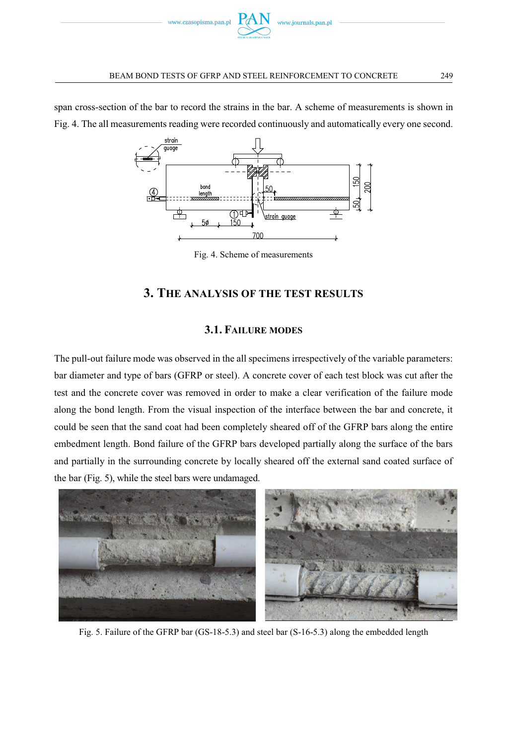span cross-section of the bar to record the strains in the bar. A scheme of measurements is shown in Fig. 4. The all measurements reading were recorded continuously and automatically every one second.

Fig. 4. Scheme of measurements

## 3. The analysis of the test results

### 3.1. Failure modes

The pull-out failure mode was observed in the all specimens irrespectively of the variable parameters: bar diameter and type of bars (GFRP or steel). A concrete cover of each test block was cut after the test and the concrete cover was removed in order to make a clear verification of the failure mode along the bond length. From the visual inspection of the interface between the bar and concrete, it could be seen that the sand coat had been completely sheared off of the GFRP bars along the entire embedment length. Bond failure of the GFRP bars developed partially along the surface of the bars and partially in the surrounding concrete by locally sheared off the external sand coated surface of the bar (Fig. 5), while the steel bars were undamaged.

Fig. 5. Failure of the GFRP bar (GS-18-5.3) and steel bar (S-16-5.3) along the embedded length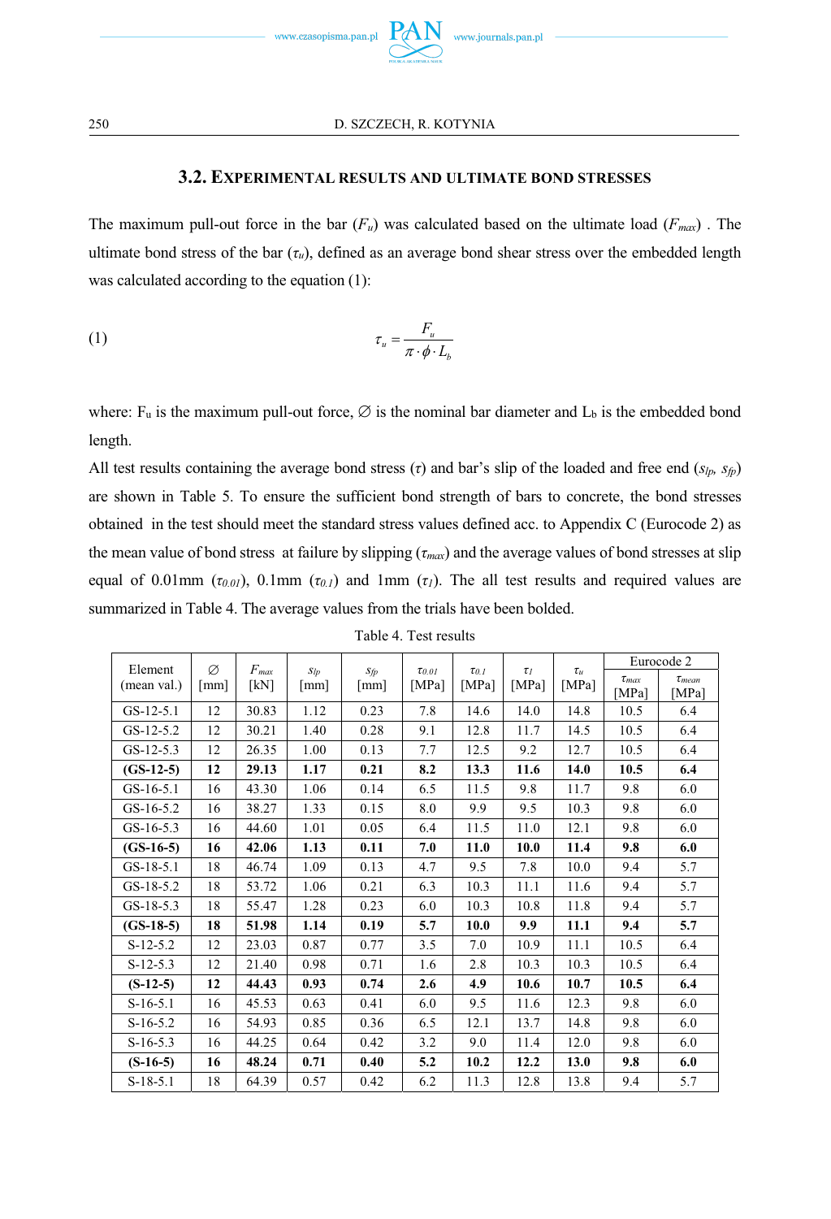### 3.2. EXPERIMENTAL RESULTS AND ULTIMATE BOND STRESSES

The maximum pull-out force in the bar ($F_u$) was calculated based on the ultimate load ($F_{max}$) . The ultimate bond stress of the bar ($\tau_u$), defined as an average bond shear stress over the embedded length was calculated according to the equation (1):

$$\tau_u = \frac{F_u}{\pi \cdot \phi \cdot L_b} \tag{1}$$

where: $F_u$ is the maximum pull-out force, ∅ is the nominal bar diameter and $L_b$ is the embedded bond length.

All test results containing the average bond stress ($\tau$) and bar's slip of the loaded and free end ($s_{lp}$, $s_{fp}$) are shown in Table 5. To ensure the sufficient bond strength of bars to concrete, the bond stresses obtained in the test should meet the standard stress values defined acc. to Appendix C (Eurocode 2) as the mean value of bond stress at failure by slipping ($\tau_{max}$) and the average values of bond stresses at slip equal of 0.01mm ($\tau_{0.01}$), 0.1mm ($\tau_{0.1}$) and 1mm ($\tau_1$). The all test results and required values are summarized in Table 4. The average values from the trials have been bolded.

Table 4. Test results

| Element (mean val.) | ∅ [mm] | $F_{max}$ [kN] | $s_{lp}$ [mm] | $s_{fp}$ [mm] | $\tau_{0.01}$ [MPa] | $\tau_{0.1}$ [MPa] | $\tau_1$ [MPa] | $\tau_u$ [MPa] | Eurocode 2 | |
|---|---|---|---|---|---|---|---|---|---|---|
| | | | | | | | | | $\tau_{max}$ [MPa] | $\tau_{mean}$ [MPa] |
| GS-12-5.1 | 12 | 30.83 | 1.12 | 0.23 | 7.8 | 14.6 | 14.0 | 14.8 | 10.5 | 6.4 |
| GS-12-5.2 | 12 | 30.21 | 1.40 | 0.28 | 9.1 | 12.8 | 11.7 | 14.5 | 10.5 | 6.4 |
| GS-12-5.3 | 12 | 26.35 | 1.00 | 0.13 | 7.7 | 12.5 | 9.2 | 12.7 | 10.5 | 6.4 |
| **(GS-12-5)** | **12** | **29.13** | **1.17** | **0.21** | **8.2** | **13.3** | **11.6** | **14.0** | **10.5** | **6.4** |
| GS-16-5.1 | 16 | 43.30 | 1.06 | 0.14 | 6.5 | 11.5 | 9.8 | 11.7 | 9.8 | 6.0 |
| GS-16-5.2 | 16 | 38.27 | 1.33 | 0.15 | 8.0 | 9.9 | 9.5 | 10.3 | 9.8 | 6.0 |
| GS-16-5.3 | 16 | 44.60 | 1.01 | 0.05 | 6.4 | 11.5 | 11.0 | 12.1 | 9.8 | 6.0 |
| **(GS-16-5)** | **16** | **42.06** | **1.13** | **0.11** | **7.0** | **11.0** | **10.0** | **11.4** | **9.8** | **6.0** |
| GS-18-5.1 | 18 | 46.74 | 1.09 | 0.13 | 4.7 | 9.5 | 7.8 | 10.0 | 9.4 | 5.7 |
| GS-18-5.2 | 18 | 53.72 | 1.06 | 0.21 | 6.3 | 10.3 | 11.1 | 11.6 | 9.4 | 5.7 |
| GS-18-5.3 | 18 | 55.47 | 1.28 | 0.23 | 6.0 | 10.3 | 10.8 | 11.8 | 9.4 | 5.7 |
| **(GS-18-5)** | **18** | **51.98** | **1.14** | **0.19** | **5.7** | **10.0** | **9.9** | **11.1** | **9.4** | **5.7** |
| S-12-5.2 | 12 | 23.03 | 0.87 | 0.77 | 3.5 | 7.0 | 10.9 | 11.1 | 10.5 | 6.4 |
| S-12-5.3 | 12 | 21.40 | 0.98 | 0.71 | 1.6 | 2.8 | 10.3 | 10.3 | 10.5 | 6.4 |
| **(S-12-5)** | **12** | **44.43** | **0.93** | **0.74** | **2.6** | **4.9** | **10.6** | **10.7** | **10.5** | **6.4** |
| S-16-5.1 | 16 | 45.53 | 0.63 | 0.41 | 6.0 | 9.5 | 11.6 | 12.3 | 9.8 | 6.0 |
| S-16-5.2 | 16 | 54.93 | 0.85 | 0.36 | 6.5 | 12.1 | 13.7 | 14.8 | 9.8 | 6.0 |
| S-16-5.3 | 16 | 44.25 | 0.64 | 0.42 | 3.2 | 9.0 | 11.4 | 12.0 | 9.8 | 6.0 |
| **(S-16-5)** | **16** | **48.24** | **0.71** | **0.40** | **5.2** | **10.2** | **12.2** | **13.0** | **9.8** | **6.0** |
| S-18-5.1 | 18 | 64.39 | 0.57 | 0.42 | 6.2 | 11.3 | 12.8 | 13.8 | 9.4 | 5.7 |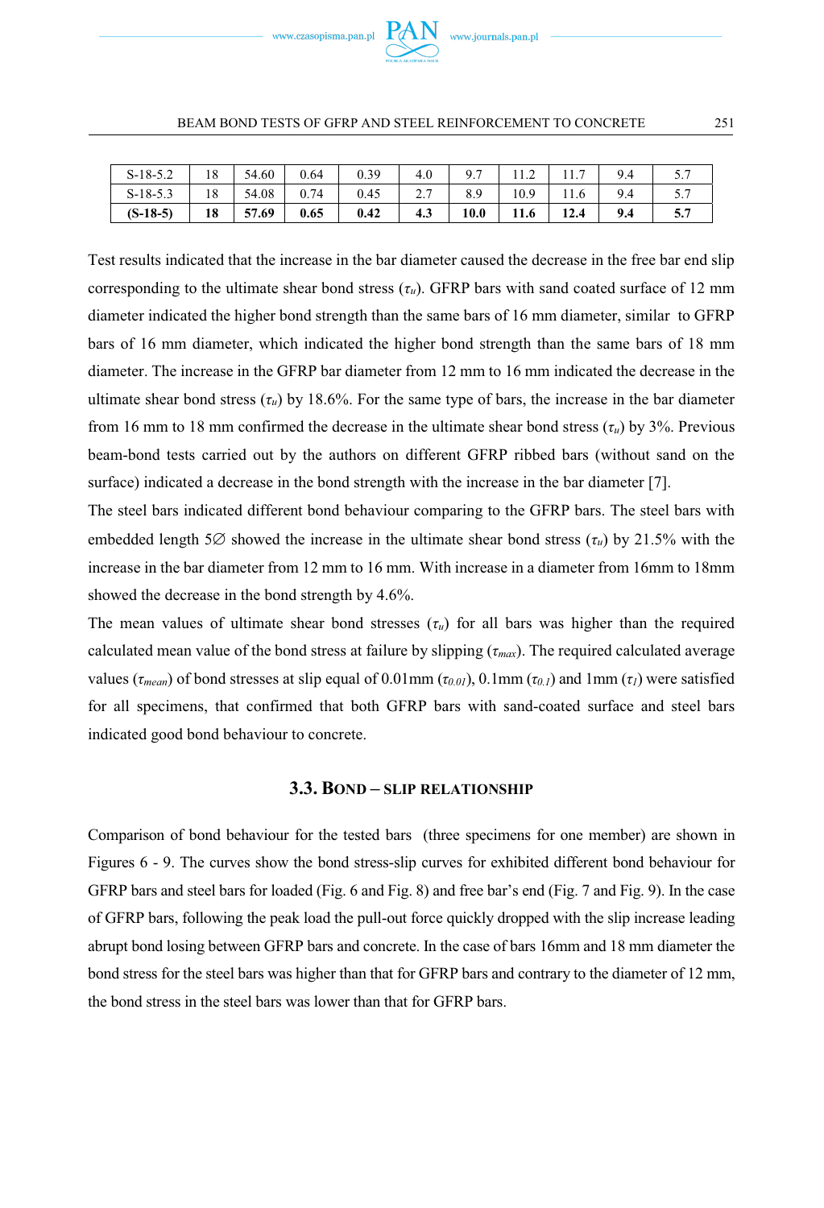| S-18-5.2 | 18 | 54.60 | 0.64 | 0.39 | 4.0 | 9.7 | 11.2 | 11.7 | 9.4 | 5.7 |
|---|---|---|---|---|---|---|---|---|---|---|
| S-18-5.3 | 18 | 54.08 | 0.74 | 0.45 | 2.7 | 8.9 | 10.9 | 11.6 | 9.4 | 5.7 |
| **(S-18-5)** | **18** | **57.69** | **0.65** | **0.42** | **4.3** | **10.0** | **11.6** | **12.4** | **9.4** | **5.7** |

Test results indicated that the increase in the bar diameter caused the decrease in the free bar end slip corresponding to the ultimate shear bond stress ($\tau_u$). GFRP bars with sand coated surface of 12 mm diameter indicated the higher bond strength than the same bars of 16 mm diameter, similar to GFRP bars of 16 mm diameter, which indicated the higher bond strength than the same bars of 18 mm diameter. The increase in the GFRP bar diameter from 12 mm to 16 mm indicated the decrease in the ultimate shear bond stress ($\tau_u$) by 18.6%. For the same type of bars, the increase in the bar diameter from 16 mm to 18 mm confirmed the decrease in the ultimate shear bond stress ($\tau_u$) by 3%. Previous beam-bond tests carried out by the authors on different GFRP ribbed bars (without sand on the surface) indicated a decrease in the bond strength with the increase in the bar diameter [7].

The steel bars indicated different bond behaviour comparing to the GFRP bars. The steel bars with embedded length 5∅ showed the increase in the ultimate shear bond stress ($\tau_u$) by 21.5% with the increase in the bar diameter from 12 mm to 16 mm. With increase in a diameter from 16mm to 18mm showed the decrease in the bond strength by 4.6%.

The mean values of ultimate shear bond stresses ($\tau_u$) for all bars was higher than the required calculated mean value of the bond stress at failure by slipping ($\tau_{max}$). The required calculated average values ($\tau_{mean}$) of bond stresses at slip equal of 0.01mm ($\tau_{0.01}$), 0.1mm ($\tau_{0.1}$) and 1mm ($\tau_1$) were satisfied for all specimens, that confirmed that both GFRP bars with sand-coated surface and steel bars indicated good bond behaviour to concrete.

### 3.3. Bond – slip relationship

Comparison of bond behaviour for the tested bars (three specimens for one member) are shown in Figures 6 - 9. The curves show the bond stress-slip curves for exhibited different bond behaviour for GFRP bars and steel bars for loaded (Fig. 6 and Fig. 8) and free bar's end (Fig. 7 and Fig. 9). In the case of GFRP bars, following the peak load the pull-out force quickly dropped with the slip increase leading abrupt bond losing between GFRP bars and concrete. In the case of bars 16mm and 18 mm diameter the bond stress for the steel bars was higher than that for GFRP bars and contrary to the diameter of 12 mm, the bond stress in the steel bars was lower than that for GFRP bars.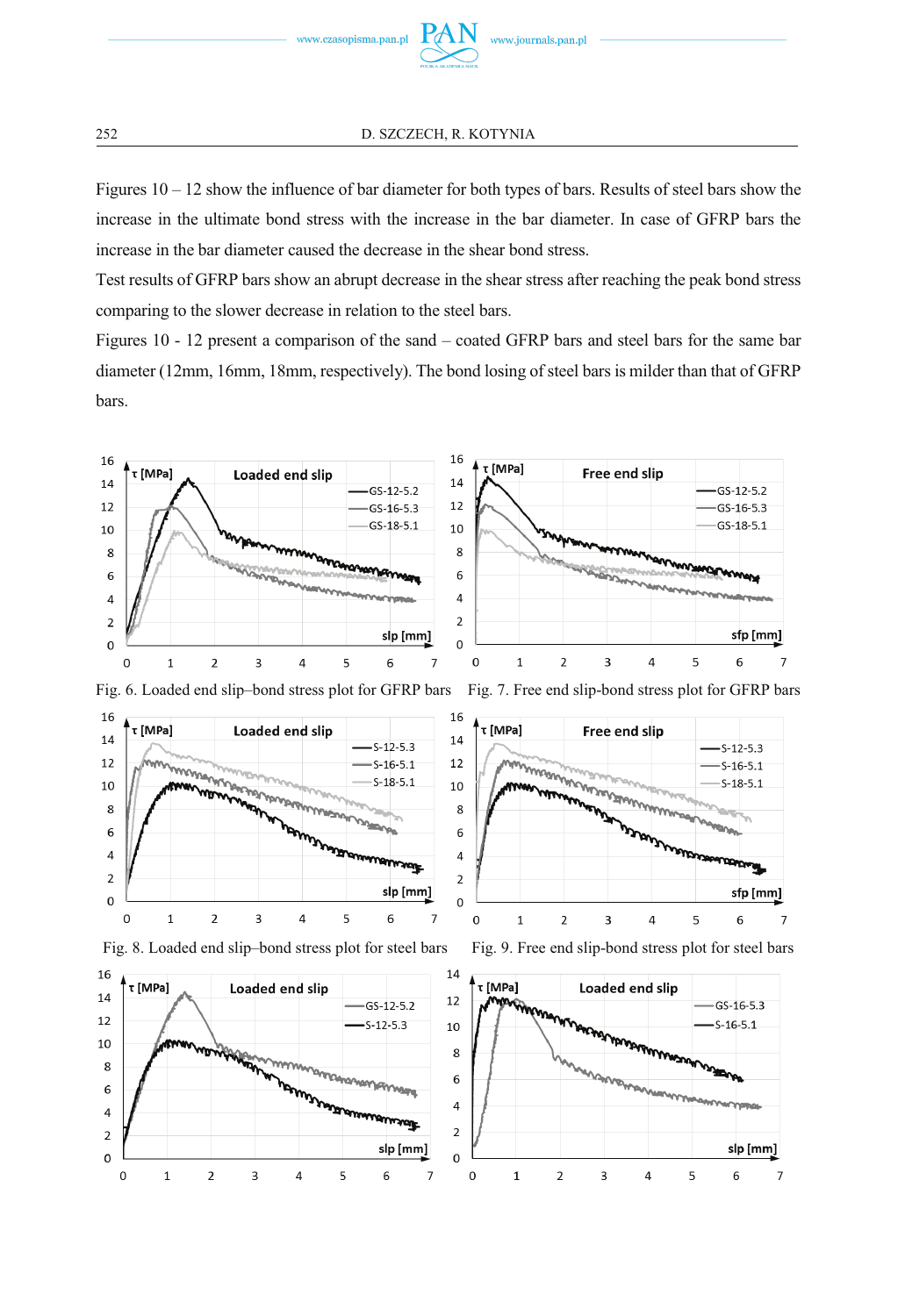Figures 10 – 12 show the influence of bar diameter for both types of bars. Results of steel bars show the increase in the ultimate bond stress with the increase in the bar diameter. In case of GFRP bars the increase in the bar diameter caused the decrease in the shear bond stress.

Test results of GFRP bars show an abrupt decrease in the shear stress after reaching the peak bond stress comparing to the slower decrease in relation to the steel bars.

Figures 10 - 12 present a comparison of the sand – coated GFRP bars and steel bars for the same bar diameter (12mm, 16mm, 18mm, respectively). The bond losing of steel bars is milder than that of GFRP bars.

Fig. 6. Loaded end slip–bond stress plot for GFRP bars

Fig. 7. Free end slip-bond stress plot for GFRP bars

Fig. 8. Loaded end slip–bond stress plot for steel bars

Fig. 9. Free end slip-bond stress plot for steel bars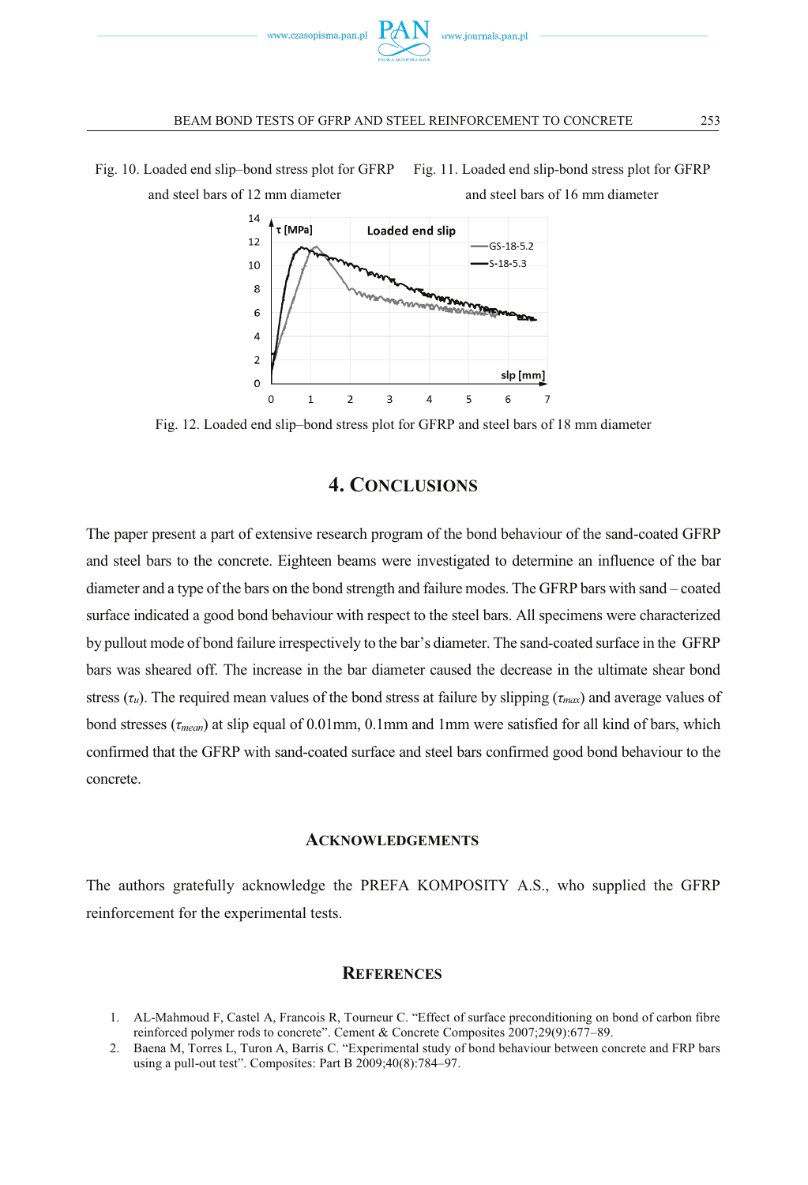Fig. 10. Loaded end slip–bond stress plot for GFRP and steel bars of 12 mm diameter

Fig. 11. Loaded end slip-bond stress plot for GFRP and steel bars of 16 mm diameter

Fig. 12. Loaded end slip–bond stress plot for GFRP and steel bars of 18 mm diameter

## 4. Conclusions

The paper present a part of extensive research program of the bond behaviour of the sand-coated GFRP and steel bars to the concrete. Eighteen beams were investigated to determine an influence of the bar diameter and a type of the bars on the bond strength and failure modes. The GFRP bars with sand – coated surface indicated a good bond behaviour with respect to the steel bars. All specimens were characterized by pullout mode of bond failure irrespectively to the bar's diameter. The sand-coated surface in the GFRP bars was sheared off. The increase in the bar diameter caused the decrease in the ultimate shear bond stress ($\tau_u$). The required mean values of the bond stress at failure by slipping ($\tau_{max}$) and average values of bond stresses ($\tau_{mean}$) at slip equal of 0.01mm, 0.1mm and 1mm were satisfied for all kind of bars, which confirmed that the GFRP with sand-coated surface and steel bars confirmed good bond behaviour to the concrete.

### Acknowledgements

The authors gratefully acknowledge the PREFA KOMPOSITY A.S., who supplied the GFRP reinforcement for the experimental tests.

### References

1. AL-Mahmoud F, Castel A, Francois R, Tourneur C. "Effect of surface preconditioning on bond of carbon fibre reinforced polymer rods to concrete". Cement & Concrete Composites 2007;29(9):677–89.
2. Baena M, Torres L, Turon A, Barris C. "Experimental study of bond behaviour between concrete and FRP bars using a pull-out test". Composites: Part B 2009;40(8):784–97.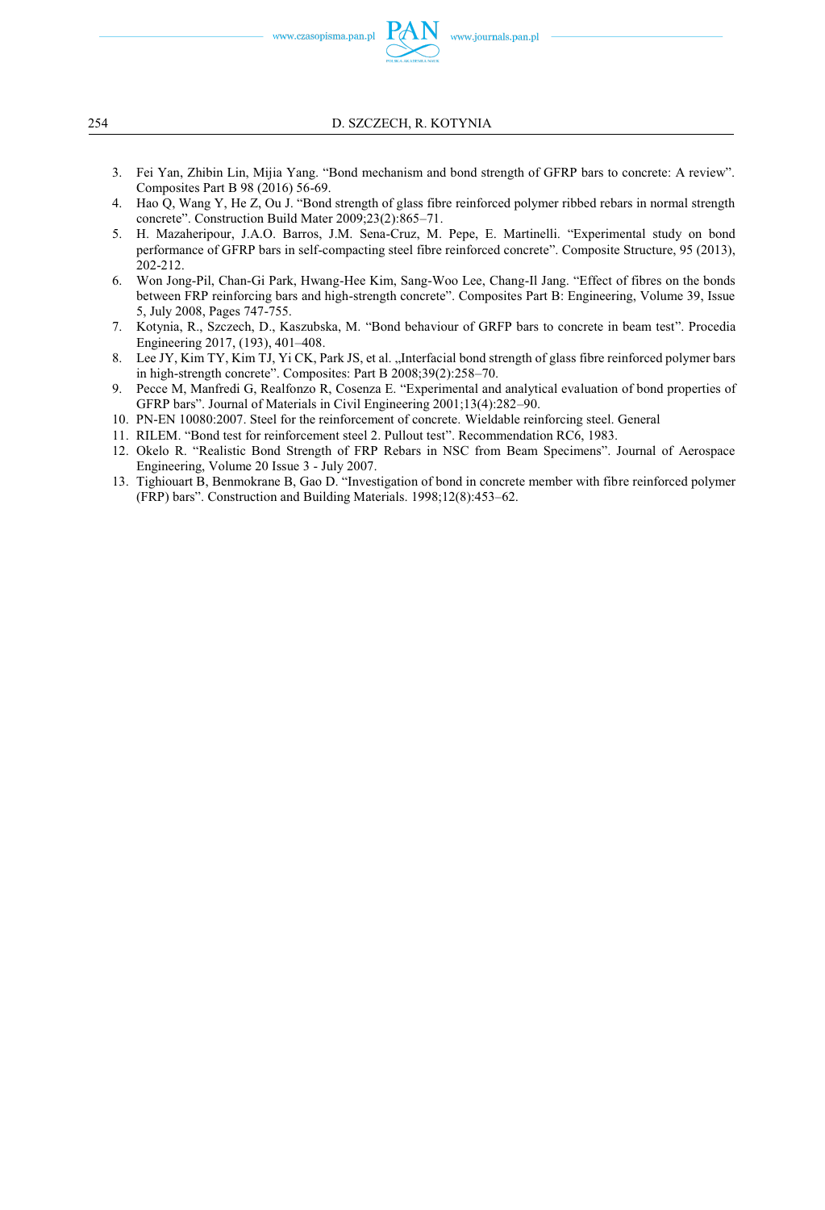3. Fei Yan, Zhibin Lin, Mijia Yang. "Bond mechanism and bond strength of GFRP bars to concrete: A review". Composites Part B 98 (2016) 56-69.
4. Hao Q, Wang Y, He Z, Ou J. "Bond strength of glass fibre reinforced polymer ribbed rebars in normal strength concrete". Construction Build Mater 2009;23(2):865–71.
5. H. Mazaheripour, J.A.O. Barros, J.M. Sena-Cruz, M. Pepe, E. Martinelli. "Experimental study on bond performance of GFRP bars in self-compacting steel fibre reinforced concrete". Composite Structure, 95 (2013), 202-212.
6. Won Jong-Pil, Chan-Gi Park, Hwang-Hee Kim, Sang-Woo Lee, Chang-Il Jang. "Effect of fibres on the bonds between FRP reinforcing bars and high-strength concrete". Composites Part B: Engineering, Volume 39, Issue 5, July 2008, Pages 747-755.
7. Kotynia, R., Szczech, D., Kaszubska, M. "Bond behaviour of GRFP bars to concrete in beam test". Procedia Engineering 2017, (193), 401–408.
8. Lee JY, Kim TY, Kim TJ, Yi CK, Park JS, et al. „Interfacial bond strength of glass fibre reinforced polymer bars in high-strength concrete". Composites: Part B 2008;39(2):258–70.
9. Pecce M, Manfredi G, Realfonzo R, Cosenza E. "Experimental and analytical evaluation of bond properties of GFRP bars". Journal of Materials in Civil Engineering 2001;13(4):282–90.
10. PN-EN 10080:2007. Steel for the reinforcement of concrete. Wieldable reinforcing steel. General
11. RILEM. "Bond test for reinforcement steel 2. Pullout test". Recommendation RC6, 1983.
12. Okelo R. "Realistic Bond Strength of FRP Rebars in NSC from Beam Specimens". Journal of Aerospace Engineering, Volume 20 Issue 3 - July 2007.
13. Tighiouart B, Benmokrane B, Gao D. "Investigation of bond in concrete member with fibre reinforced polymer (FRP) bars". Construction and Building Materials. 1998;12(8):453–62.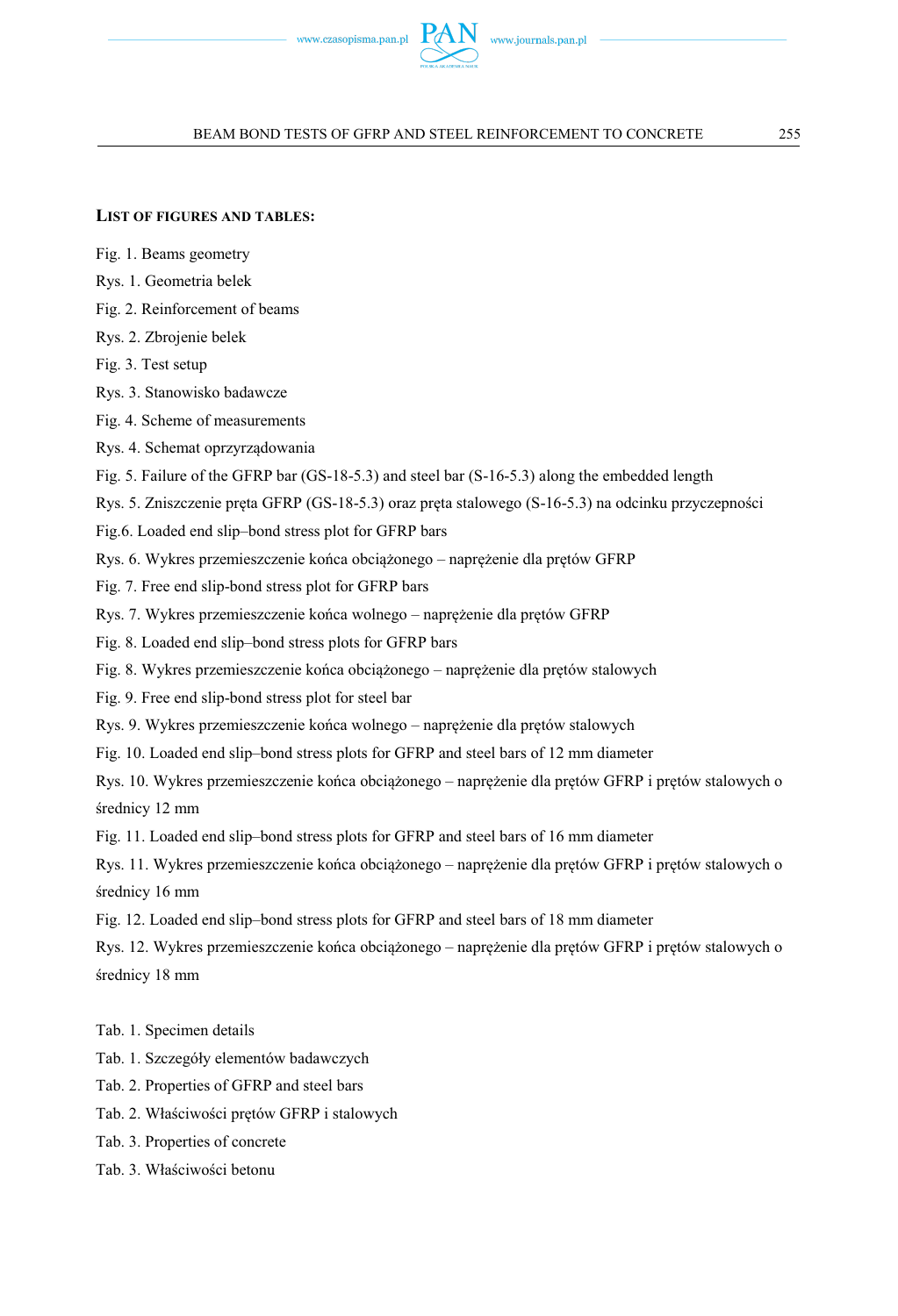## List of figures and tables:

Fig. 1. Beams geometry

Rys. 1. Geometria belek

Fig. 2. Reinforcement of beams

Rys. 2. Zbrojenie belek

Fig. 3. Test setup

Rys. 3. Stanowisko badawcze

Fig. 4. Scheme of measurements

Rys. 4. Schemat oprzyrządowania

Fig. 5. Failure of the GFRP bar (GS-18-5.3) and steel bar (S-16-5.3) along the embedded length

Rys. 5. Zniszczenie pręta GFRP (GS-18-5.3) oraz pręta stalowego (S-16-5.3) na odcinku przyczepności

Fig.6. Loaded end slip–bond stress plot for GFRP bars

Rys. 6. Wykres przemieszczenie końca obciążonego – naprężenie dla prętów GFRP

Fig. 7. Free end slip-bond stress plot for GFRP bars

Rys. 7. Wykres przemieszczenie końca wolnego – naprężenie dla prętów GFRP

Fig. 8. Loaded end slip–bond stress plots for GFRP bars

Fig. 8. Wykres przemieszczenie końca obciążonego – naprężenie dla prętów stalowych

Fig. 9. Free end slip-bond stress plot for steel bar

Rys. 9. Wykres przemieszczenie końca wolnego – naprężenie dla prętów stalowych

Fig. 10. Loaded end slip–bond stress plots for GFRP and steel bars of 12 mm diameter

Rys. 10. Wykres przemieszczenie końca obciążonego – naprężenie dla prętów GFRP i prętów stalowych o średnicy 12 mm

Fig. 11. Loaded end slip–bond stress plots for GFRP and steel bars of 16 mm diameter

Rys. 11. Wykres przemieszczenie końca obciążonego – naprężenie dla prętów GFRP i prętów stalowych o średnicy 16 mm

Fig. 12. Loaded end slip–bond stress plots for GFRP and steel bars of 18 mm diameter

Rys. 12. Wykres przemieszczenie końca obciążonego – naprężenie dla prętów GFRP i prętów stalowych o średnicy 18 mm

Tab. 1. Specimen details

Tab. 1. Szczegóły elementów badawczych

Tab. 2. Properties of GFRP and steel bars

Tab. 2. Właściwości prętów GFRP i stalowych

Tab. 3. Properties of concrete

Tab. 3. Właściwości betonu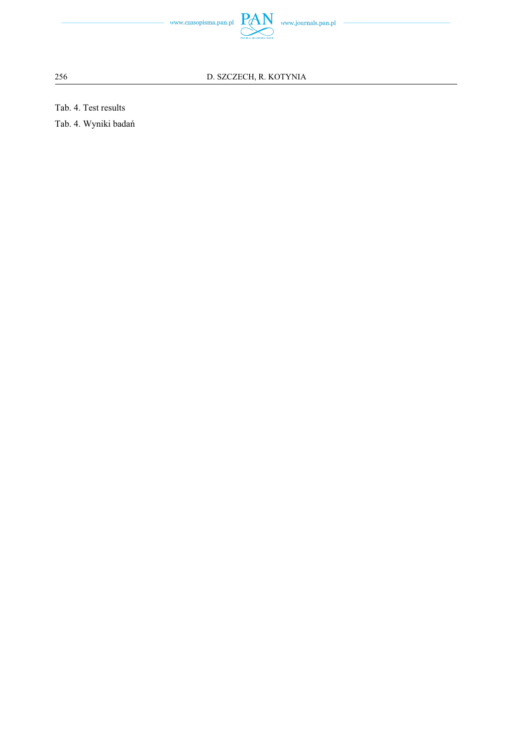Tab. 4. Test results

Tab. 4. Wyniki badań